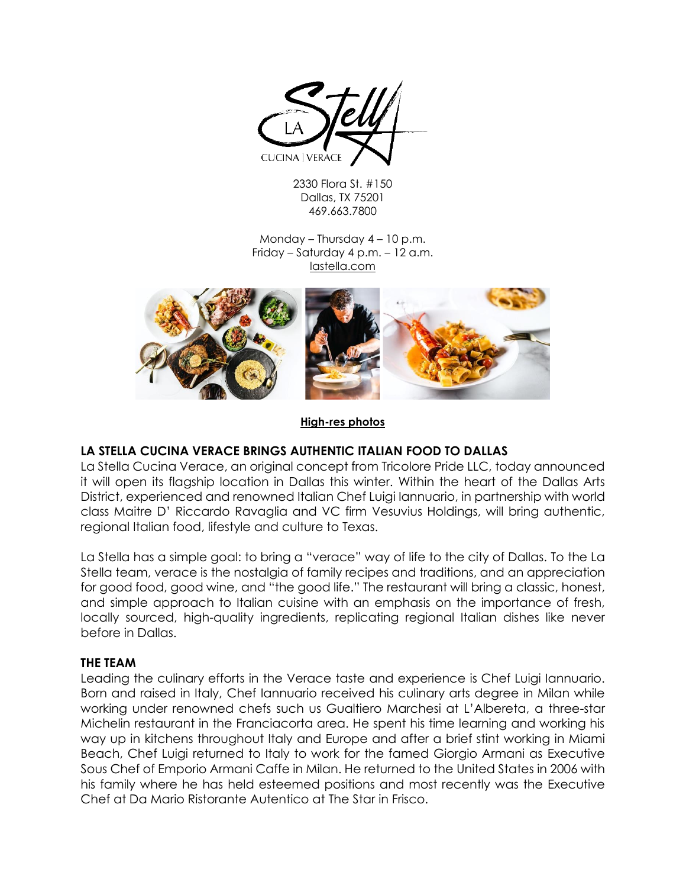LA Stella

CUCINA | VERACE

2330 Flora St. #150
Dallas, TX 75201
469.663.7800

Monday – Thursday 4 – 10 p.m.
Friday – Saturday 4 p.m. – 12 a.m.
lastella.com

**High-res photos**

## LA STELLA CUCINA VERACE BRINGS AUTHENTIC ITALIAN FOOD TO DALLAS

La Stella Cucina Verace, an original concept from Tricolore Pride LLC, today announced it will open its flagship location in Dallas this winter. Within the heart of the Dallas Arts District, experienced and renowned Italian Chef Luigi Iannuario, in partnership with world class Maitre D' Riccardo Ravaglia and VC firm Vesuvius Holdings, will bring authentic, regional Italian food, lifestyle and culture to Texas.

La Stella has a simple goal: to bring a "verace" way of life to the city of Dallas. To the La Stella team, verace is the nostalgia of family recipes and traditions, and an appreciation for good food, good wine, and "the good life." The restaurant will bring a classic, honest, and simple approach to Italian cuisine with an emphasis on the importance of fresh, locally sourced, high-quality ingredients, replicating regional Italian dishes like never before in Dallas.

## THE TEAM

Leading the culinary efforts in the Verace taste and experience is Chef Luigi Iannuario. Born and raised in Italy, Chef Iannuario received his culinary arts degree in Milan while working under renowned chefs such us Gualtiero Marchesi at L'Albereta, a three-star Michelin restaurant in the Franciacorta area. He spent his time learning and working his way up in kitchens throughout Italy and Europe and after a brief stint working in Miami Beach, Chef Luigi returned to Italy to work for the famed Giorgio Armani as Executive Sous Chef of Emporio Armani Caffe in Milan. He returned to the United States in 2006 with his family where he has held esteemed positions and most recently was the Executive Chef at Da Mario Ristorante Autentico at The Star in Frisco.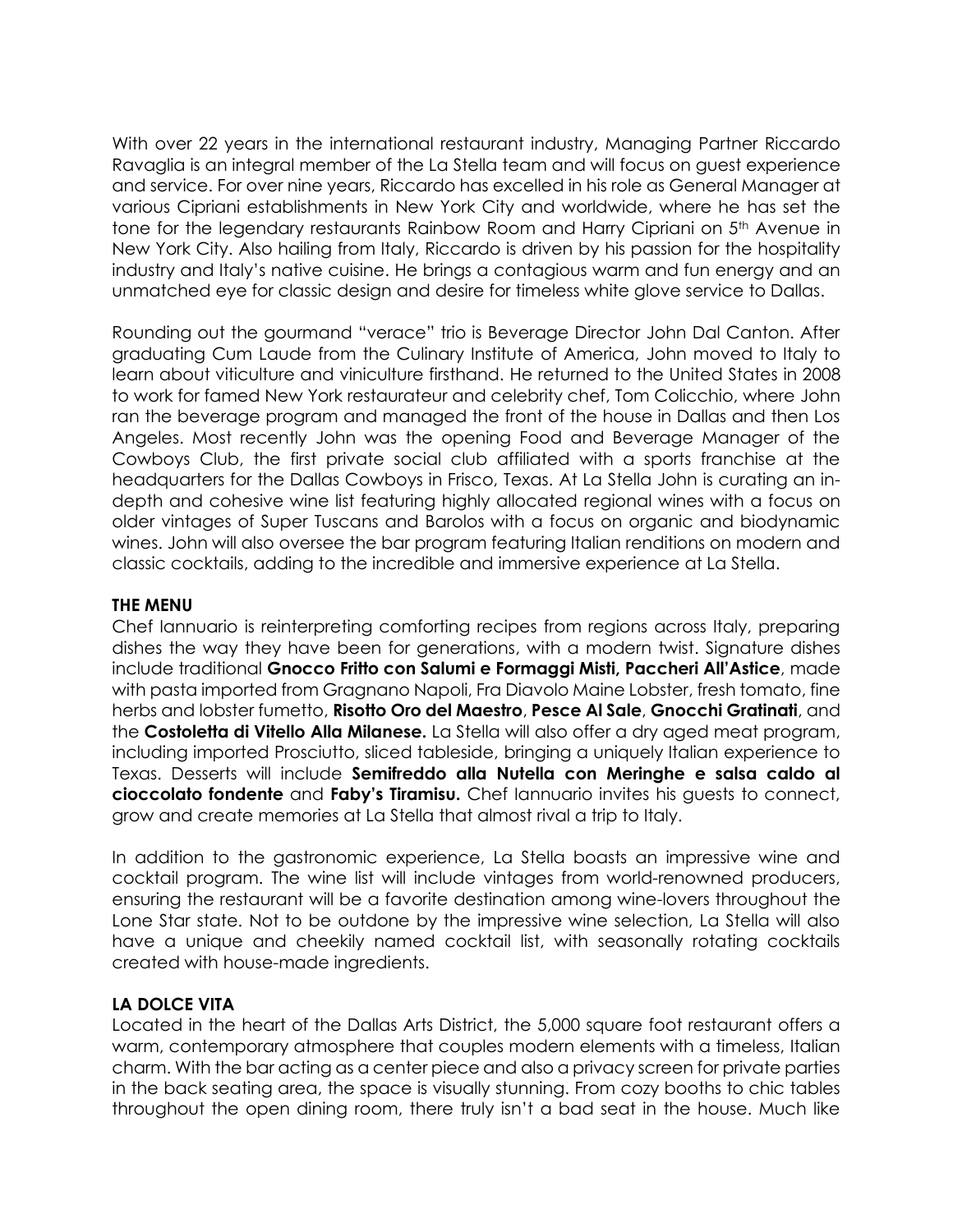With over 22 years in the international restaurant industry, Managing Partner Riccardo Ravaglia is an integral member of the La Stella team and will focus on guest experience and service. For over nine years, Riccardo has excelled in his role as General Manager at various Cipriani establishments in New York City and worldwide, where he has set the tone for the legendary restaurants Rainbow Room and Harry Cipriani on 5th Avenue in New York City. Also hailing from Italy, Riccardo is driven by his passion for the hospitality industry and Italy's native cuisine. He brings a contagious warm and fun energy and an unmatched eye for classic design and desire for timeless white glove service to Dallas.

Rounding out the gourmand "verace" trio is Beverage Director John Dal Canton. After graduating Cum Laude from the Culinary Institute of America, John moved to Italy to learn about viticulture and viniculture firsthand. He returned to the United States in 2008 to work for famed New York restaurateur and celebrity chef, Tom Colicchio, where John ran the beverage program and managed the front of the house in Dallas and then Los Angeles. Most recently John was the opening Food and Beverage Manager of the Cowboys Club, the first private social club affiliated with a sports franchise at the headquarters for the Dallas Cowboys in Frisco, Texas. At La Stella John is curating an in-depth and cohesive wine list featuring highly allocated regional wines with a focus on older vintages of Super Tuscans and Barolos with a focus on organic and biodynamic wines. John will also oversee the bar program featuring Italian renditions on modern and classic cocktails, adding to the incredible and immersive experience at La Stella.

**THE MENU**

Chef Iannuario is reinterpreting comforting recipes from regions across Italy, preparing dishes the way they have been for generations, with a modern twist. Signature dishes include traditional **Gnocco Fritto con Salumi e Formaggi Misti, Paccheri All'Astice**, made with pasta imported from Gragnano Napoli, Fra Diavolo Maine Lobster, fresh tomato, fine herbs and lobster fumetto, **Risotto Oro del Maestro**, **Pesce Al Sale**, **Gnocchi Gratinati**, and the **Costoletta di Vitello Alla Milanese.** La Stella will also offer a dry aged meat program, including imported Prosciutto, sliced tableside, bringing a uniquely Italian experience to Texas. Desserts will include **Semifreddo alla Nutella con Meringhe e salsa caldo al cioccolato fondente** and **Faby's Tiramisu.** Chef Iannuario invites his guests to connect, grow and create memories at La Stella that almost rival a trip to Italy.

In addition to the gastronomic experience, La Stella boasts an impressive wine and cocktail program. The wine list will include vintages from world-renowned producers, ensuring the restaurant will be a favorite destination among wine-lovers throughout the Lone Star state. Not to be outdone by the impressive wine selection, La Stella will also have a unique and cheekily named cocktail list, with seasonally rotating cocktails created with house-made ingredients.

**LA DOLCE VITA**

Located in the heart of the Dallas Arts District, the 5,000 square foot restaurant offers a warm, contemporary atmosphere that couples modern elements with a timeless, Italian charm. With the bar acting as a center piece and also a privacy screen for private parties in the back seating area, the space is visually stunning. From cozy booths to chic tables throughout the open dining room, there truly isn't a bad seat in the house. Much like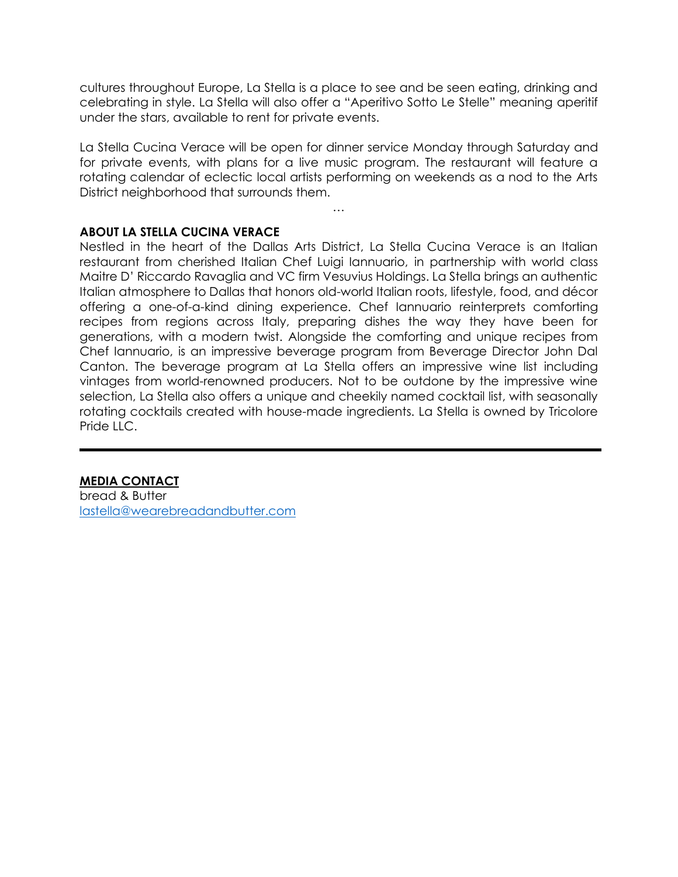cultures throughout Europe, La Stella is a place to see and be seen eating, drinking and celebrating in style. La Stella will also offer a "Aperitivo Sotto Le Stelle" meaning aperitif under the stars, available to rent for private events.

La Stella Cucina Verace will be open for dinner service Monday through Saturday and for private events, with plans for a live music program. The restaurant will feature a rotating calendar of eclectic local artists performing on weekends as a nod to the Arts District neighborhood that surrounds them.

…

**ABOUT LA STELLA CUCINA VERACE**

Nestled in the heart of the Dallas Arts District, La Stella Cucina Verace is an Italian restaurant from cherished Italian Chef Luigi Iannuario, in partnership with world class Maitre D' Riccardo Ravaglia and VC firm Vesuvius Holdings. La Stella brings an authentic Italian atmosphere to Dallas that honors old-world Italian roots, lifestyle, food, and décor offering a one-of-a-kind dining experience. Chef Iannuario reinterprets comforting recipes from regions across Italy, preparing dishes the way they have been for generations, with a modern twist. Alongside the comforting and unique recipes from Chef Iannuario, is an impressive beverage program from Beverage Director John Dal Canton. The beverage program at La Stella offers an impressive wine list including vintages from world-renowned producers. Not to be outdone by the impressive wine selection, La Stella also offers a unique and cheekily named cocktail list, with seasonally rotating cocktails created with house-made ingredients. La Stella is owned by Tricolore Pride LLC.

---

**MEDIA CONTACT**

bread & Butter
lastella@wearebreadandbutter.com